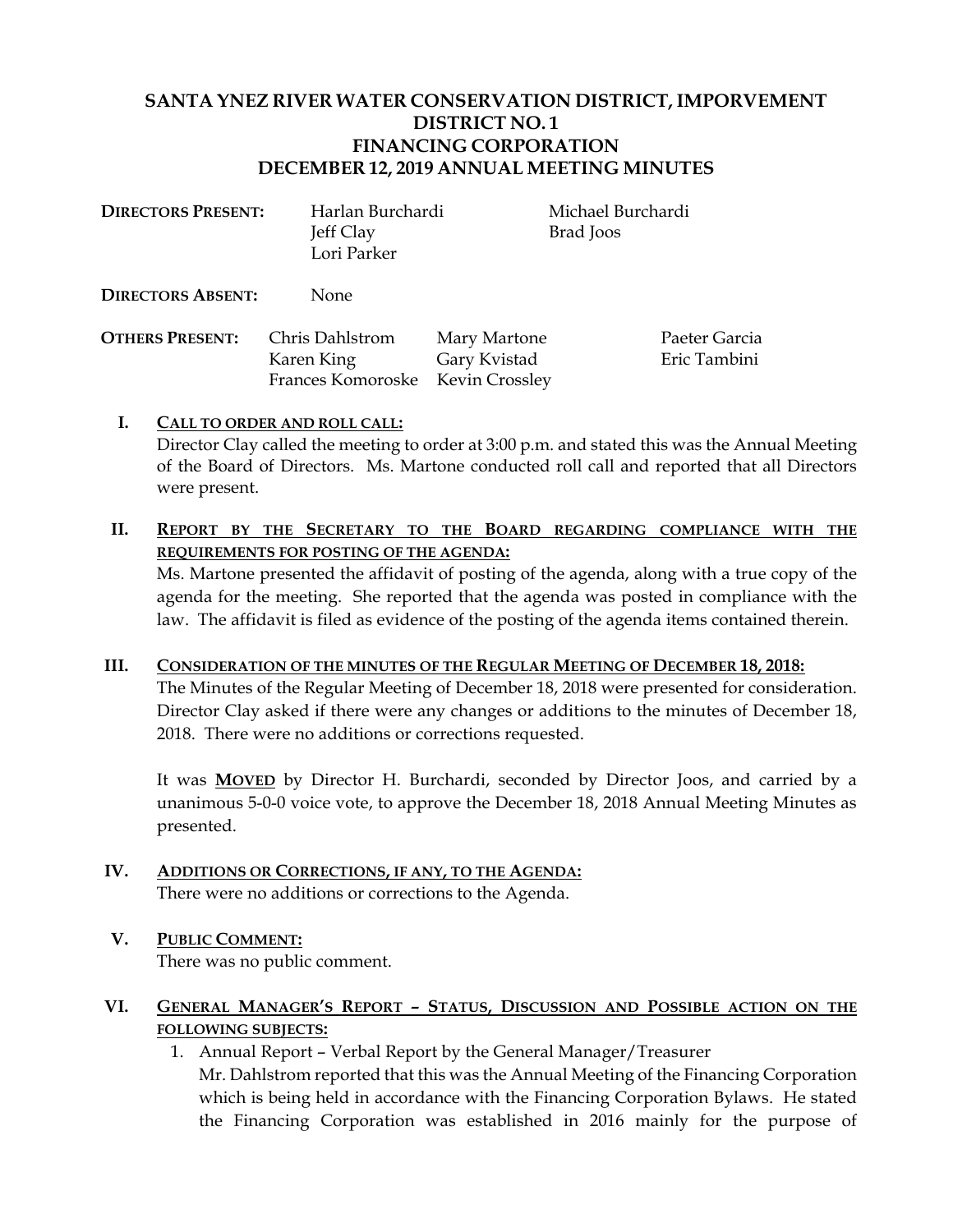# SANTA YNEZ RIVER WATER CONSERVATION DISTRICT, IMPORVEMENT DISTRICT NO. 1
# FINANCING CORPORATION
# DECEMBER 12, 2019 ANNUAL MEETING MINUTES

**DIRECTORS PRESENT:** Harlan Burchardi, Michael Burchardi, Jeff Clay, Brad Joos, Lori Parker

**DIRECTORS ABSENT:** None

**OTHERS PRESENT:** Chris Dahlstrom, Mary Martone, Paeter Garcia, Karen King, Gary Kvistad, Eric Tambini, Frances Komoroske, Kevin Crossley

**I. CALL TO ORDER AND ROLL CALL:**

Director Clay called the meeting to order at 3:00 p.m. and stated this was the Annual Meeting of the Board of Directors. Ms. Martone conducted roll call and reported that all Directors were present.

**II. REPORT BY THE SECRETARY TO THE BOARD REGARDING COMPLIANCE WITH THE REQUIREMENTS FOR POSTING OF THE AGENDA:**

Ms. Martone presented the affidavit of posting of the agenda, along with a true copy of the agenda for the meeting. She reported that the agenda was posted in compliance with the law. The affidavit is filed as evidence of the posting of the agenda items contained therein.

**III. CONSIDERATION OF THE MINUTES OF THE REGULAR MEETING OF DECEMBER 18, 2018:**

The Minutes of the Regular Meeting of December 18, 2018 were presented for consideration. Director Clay asked if there were any changes or additions to the minutes of December 18, 2018. There were no additions or corrections requested.

It was **MOVED** by Director H. Burchardi, seconded by Director Joos, and carried by a unanimous 5-0-0 voice vote, to approve the December 18, 2018 Annual Meeting Minutes as presented.

**IV. ADDITIONS OR CORRECTIONS, IF ANY, TO THE AGENDA:**

There were no additions or corrections to the Agenda.

**V. PUBLIC COMMENT:**

There was no public comment.

**VI. GENERAL MANAGER'S REPORT – STATUS, DISCUSSION AND POSSIBLE ACTION ON THE FOLLOWING SUBJECTS:**

1. Annual Report – Verbal Report by the General Manager/Treasurer

   Mr. Dahlstrom reported that this was the Annual Meeting of the Financing Corporation which is being held in accordance with the Financing Corporation Bylaws. He stated the Financing Corporation was established in 2016 mainly for the purpose of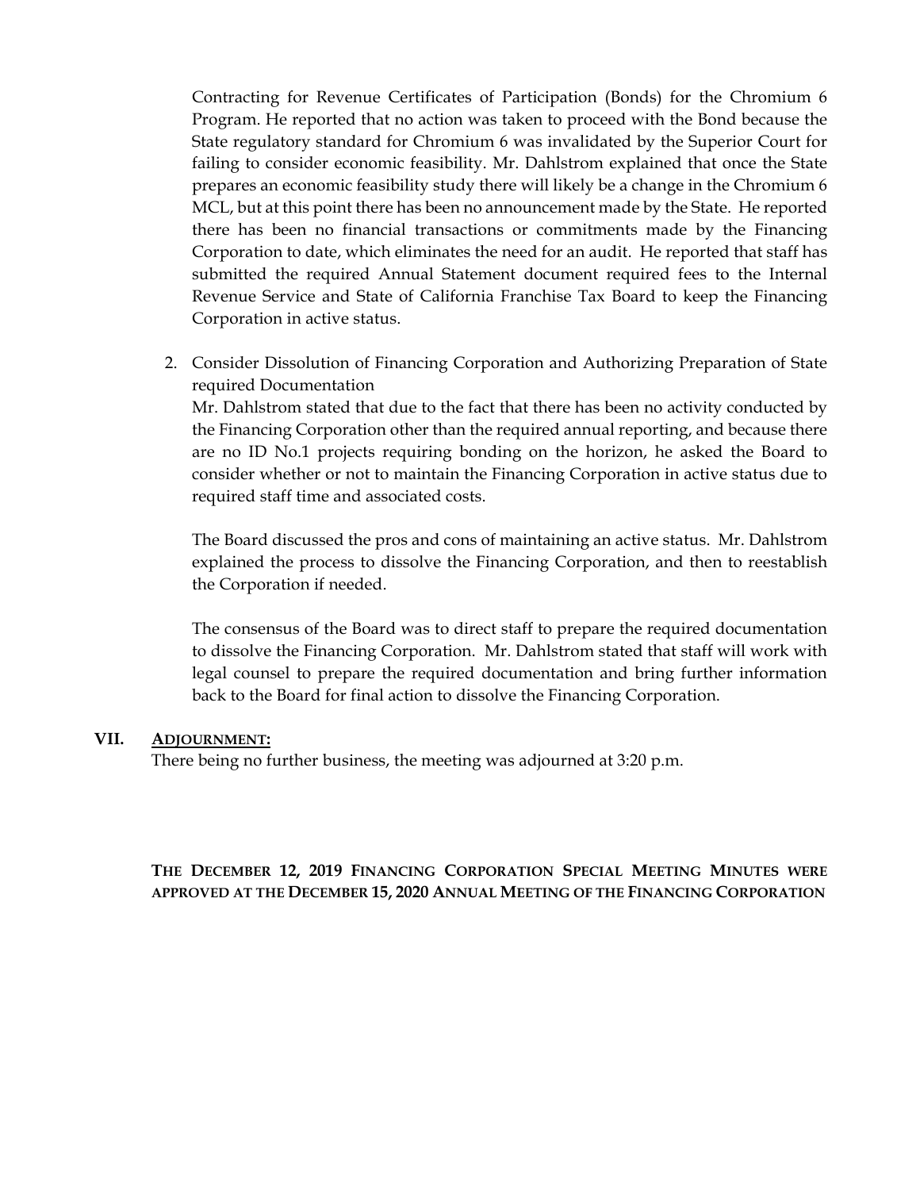Contracting for Revenue Certificates of Participation (Bonds) for the Chromium 6 Program. He reported that no action was taken to proceed with the Bond because the State regulatory standard for Chromium 6 was invalidated by the Superior Court for failing to consider economic feasibility. Mr. Dahlstrom explained that once the State prepares an economic feasibility study there will likely be a change in the Chromium 6 MCL, but at this point there has been no announcement made by the State. He reported there has been no financial transactions or commitments made by the Financing Corporation to date, which eliminates the need for an audit. He reported that staff has submitted the required Annual Statement document required fees to the Internal Revenue Service and State of California Franchise Tax Board to keep the Financing Corporation in active status.

2. Consider Dissolution of Financing Corporation and Authorizing Preparation of State required Documentation

   Mr. Dahlstrom stated that due to the fact that there has been no activity conducted by the Financing Corporation other than the required annual reporting, and because there are no ID No.1 projects requiring bonding on the horizon, he asked the Board to consider whether or not to maintain the Financing Corporation in active status due to required staff time and associated costs.

   The Board discussed the pros and cons of maintaining an active status. Mr. Dahlstrom explained the process to dissolve the Financing Corporation, and then to reestablish the Corporation if needed.

   The consensus of the Board was to direct staff to prepare the required documentation to dissolve the Financing Corporation. Mr. Dahlstrom stated that staff will work with legal counsel to prepare the required documentation and bring further information back to the Board for final action to dissolve the Financing Corporation.

## VII. ADJOURNMENT:

There being no further business, the meeting was adjourned at 3:20 p.m.

**THE DECEMBER 12, 2019 FINANCING CORPORATION SPECIAL MEETING MINUTES WERE APPROVED AT THE DECEMBER 15, 2020 ANNUAL MEETING OF THE FINANCING CORPORATION**